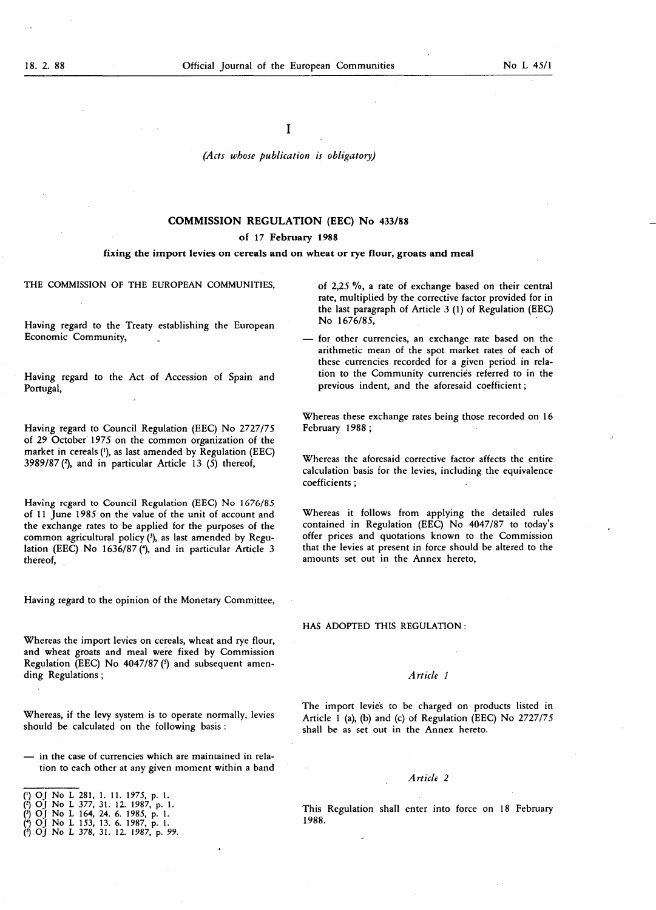I

*(Acts whose publication is obligatory)*

## COMMISSION REGULATION (EEC) No 433/88

### of 17 February 1988

### fixing the import levies on cereals and on wheat or rye flour, groats and meal

THE COMMISSION OF THE EUROPEAN COMMUNITIES,

Having regard to the Treaty establishing the European Economic Community,

Having regard to the Act of Accession of Spain and Portugal,

Having regard to Council Regulation (EEC) No 2727/75 of 29 October 1975 on the common organization of the market in cereals [1], as last amended by Regulation (EEC) 3989/87 [2], and in particular Article 13 (5) thereof,

Having regard to Council Regulation (EEC) No 1676/85 of 11 June 1985 on the value of the unit of account and the exchange rates to be applied for the purposes of the common agricultural policy [3], as last amended by Regulation (EEC) No 1636/87 [4], and in particular Article 3 thereof,

Having regard to the opinion of the Monetary Committee,

Whereas the import levies on cereals, wheat and rye flour, and wheat groats and meal were fixed by Commission Regulation (EEC) No 4047/87 [5] and subsequent amending Regulations;

Whereas, if the levy system is to operate normally, levies should be calculated on the following basis:

- in the case of currencies which are maintained in relation to each other at any given moment within a band of 2,25 %, a rate of exchange based on their central rate, multiplied by the corrective factor provided for in the last paragraph of Article 3 (1) of Regulation (EEC) No 1676/85,
- for other currencies, an exchange rate based on the arithmetic mean of the spot market rates of each of these currencies recorded for a given period in relation to the Community currencies referred to in the previous indent, and the aforesaid coefficient;

Whereas these exchange rates being those recorded on 16 February 1988;

Whereas the aforesaid corrective factor affects the entire calculation basis for the levies, including the equivalence coefficients;

Whereas it follows from applying the detailed rules contained in Regulation (EEC) No 4047/87 to today's offer prices and quotations known to the Commission that the levies at present in force should be altered to the amounts set out in the Annex hereto,

HAS ADOPTED THIS REGULATION:

*Article 1*

The import levies to be charged on products listed in Article 1 (a), (b) and (c) of Regulation (EEC) No 2727/75 shall be as set out in the Annex hereto.

*Article 2*

This Regulation shall enter into force on 18 February 1988.

---

[1] OJ No L 281, 1. 11. 1975, p. 1.
[2] OJ No L 377, 31. 12. 1987, p. 1.
[3] OJ No L 164, 24. 6. 1985, p. 1.
[4] OJ No L 153, 13. 6. 1987, p. 1.
[5] OJ No L 378, 31. 12. 1987, p. 99.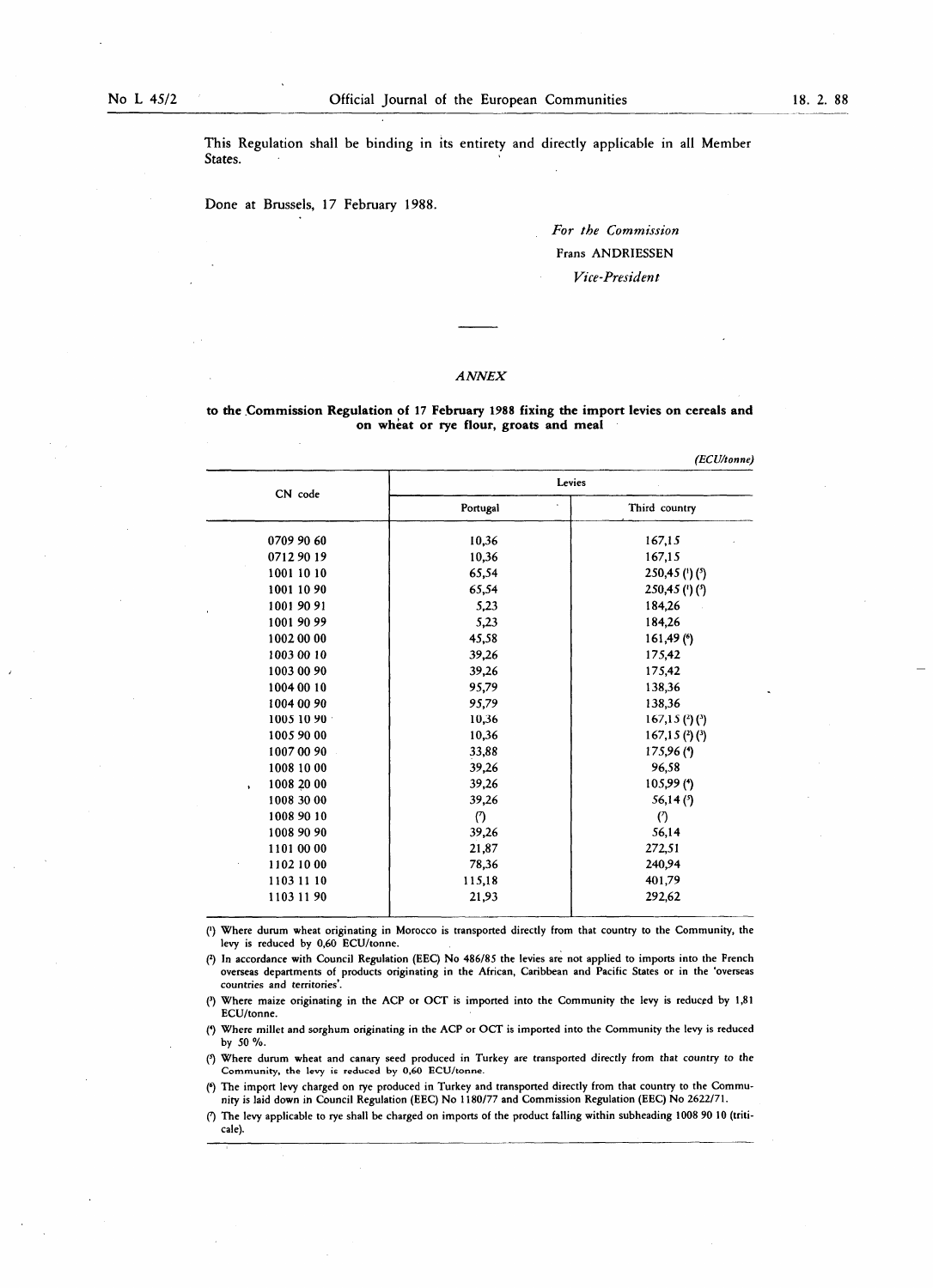This Regulation shall be binding in its entirety and directly applicable in all Member States.

Done at Brussels, 17 February 1988.

*For the Commission*

Frans ANDRIESSEN

*Vice-President*

---

## *ANNEX*

**to the Commission Regulation of 17 February 1988 fixing the import levies on cereals and on wheat or rye flour, groats and meal**

*(ECU/tonne)*

| CN code | Levies | |
|---|---|---|
| | Portugal | Third country |
| 0709 90 60 | 10,36 | 167,15 |
| 0712 90 19 | 10,36 | 167,15 |
| 1001 10 10 | 65,54 | 250,45 (1) (5) |
| 1001 10 90 | 65,54 | 250,45 (1) (5) |
| 1001 90 91 | 5,23 | 184,26 |
| 1001 90 99 | 5,23 | 184,26 |
| 1002 00 00 | 45,58 | 161,49 (6) |
| 1003 00 10 | 39,26 | 175,42 |
| 1003 00 90 | 39,26 | 175,42 |
| 1004 00 10 | 95,79 | 138,36 |
| 1004 00 90 | 95,79 | 138,36 |
| 1005 10 90 | 10,36 | 167,15 (2) (3) |
| 1005 90 00 | 10,36 | 167,15 (2) (3) |
| 1007 00 90 | 33,88 | 175,96 (4) |
| 1008 10 00 | 39,26 | 96,58 |
| 1008 20 00 | 39,26 | 105,99 (4) |
| 1008 30 00 | 39,26 | 56,14 (5) |
| 1008 90 10 | (7) | (7) |
| 1008 90 90 | 39,26 | 56,14 |
| 1101 00 00 | 21,87 | 272,51 |
| 1102 10 00 | 78,36 | 240,94 |
| 1103 11 10 | 115,18 | 401,79 |
| 1103 11 90 | 21,93 | 292,62 |

(1) Where durum wheat originating in Morocco is transported directly from that country to the Community, the levy is reduced by 0,60 ECU/tonne.

(2) In accordance with Council Regulation (EEC) No 486/85 the levies are not applied to imports into the French overseas departments of products originating in the African, Caribbean and Pacific States or in the 'overseas countries and territories'.

(3) Where maize originating in the ACP or OCT is imported into the Community the levy is reduced by 1,81 ECU/tonne.

(4) Where millet and sorghum originating in the ACP or OCT is imported into the Community the levy is reduced by 50 %.

(5) Where durum wheat and canary seed produced in Turkey are transported directly from that country to the Community, the levy is reduced by 0,60 ECU/tonne.

(6) The import levy charged on rye produced in Turkey and transported directly from that country to the Community is laid down in Council Regulation (EEC) No 1180/77 and Commission Regulation (EEC) No 2622/71.

(7) The levy applicable to rye shall be charged on imports of the product falling within subheading 1008 90 10 (triticale).